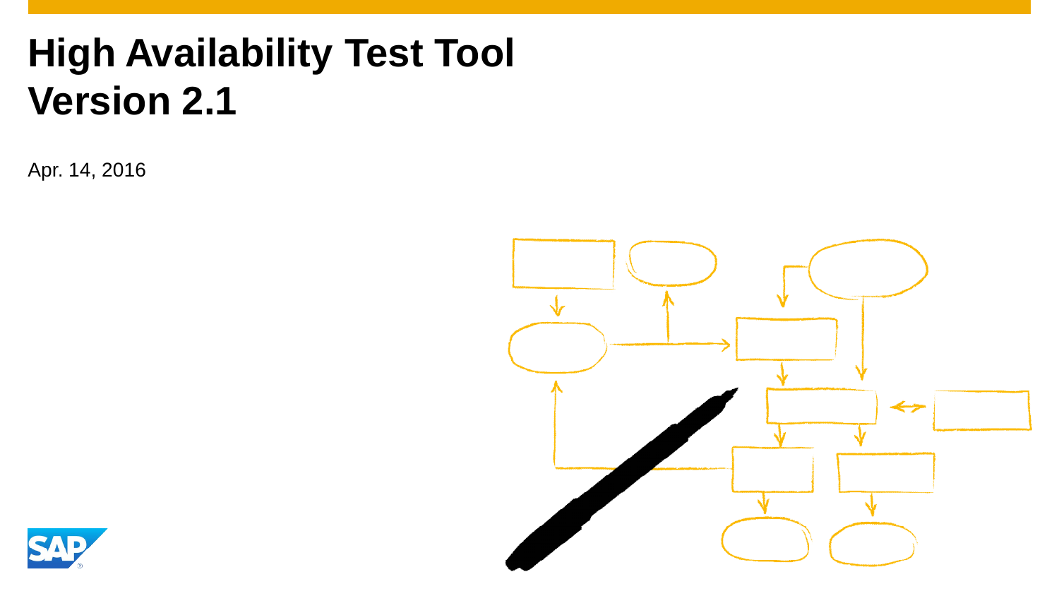# High Availability Test Tool
# Version 2.1

Apr. 14, 2016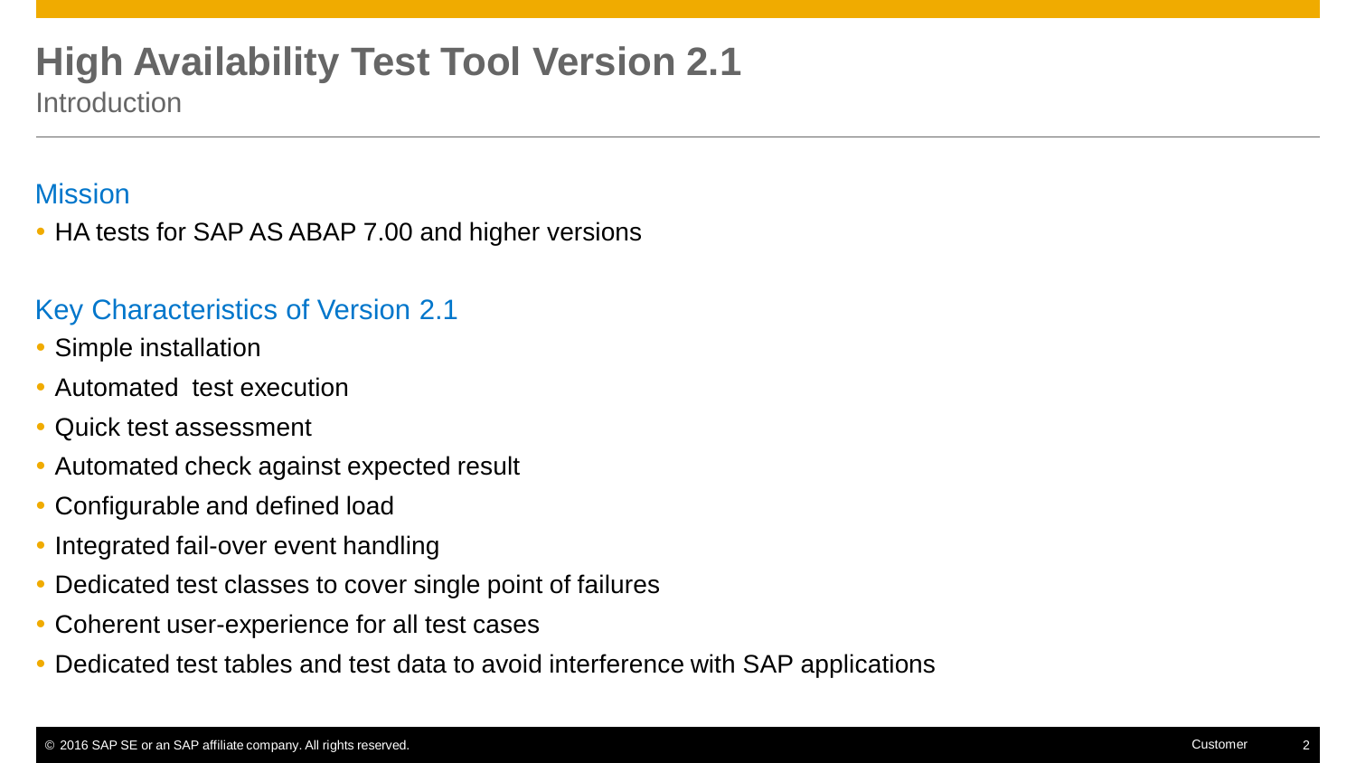# High Availability Test Tool Version 2.1

Introduction

## Mission

- HA tests for SAP AS ABAP 7.00 and higher versions

## Key Characteristics of Version 2.1

- Simple installation
- Automated test execution
- Quick test assessment
- Automated check against expected result
- Configurable and defined load
- Integrated fail-over event handling
- Dedicated test classes to cover single point of failures
- Coherent user-experience for all test cases
- Dedicated test tables and test data to avoid interference with SAP applications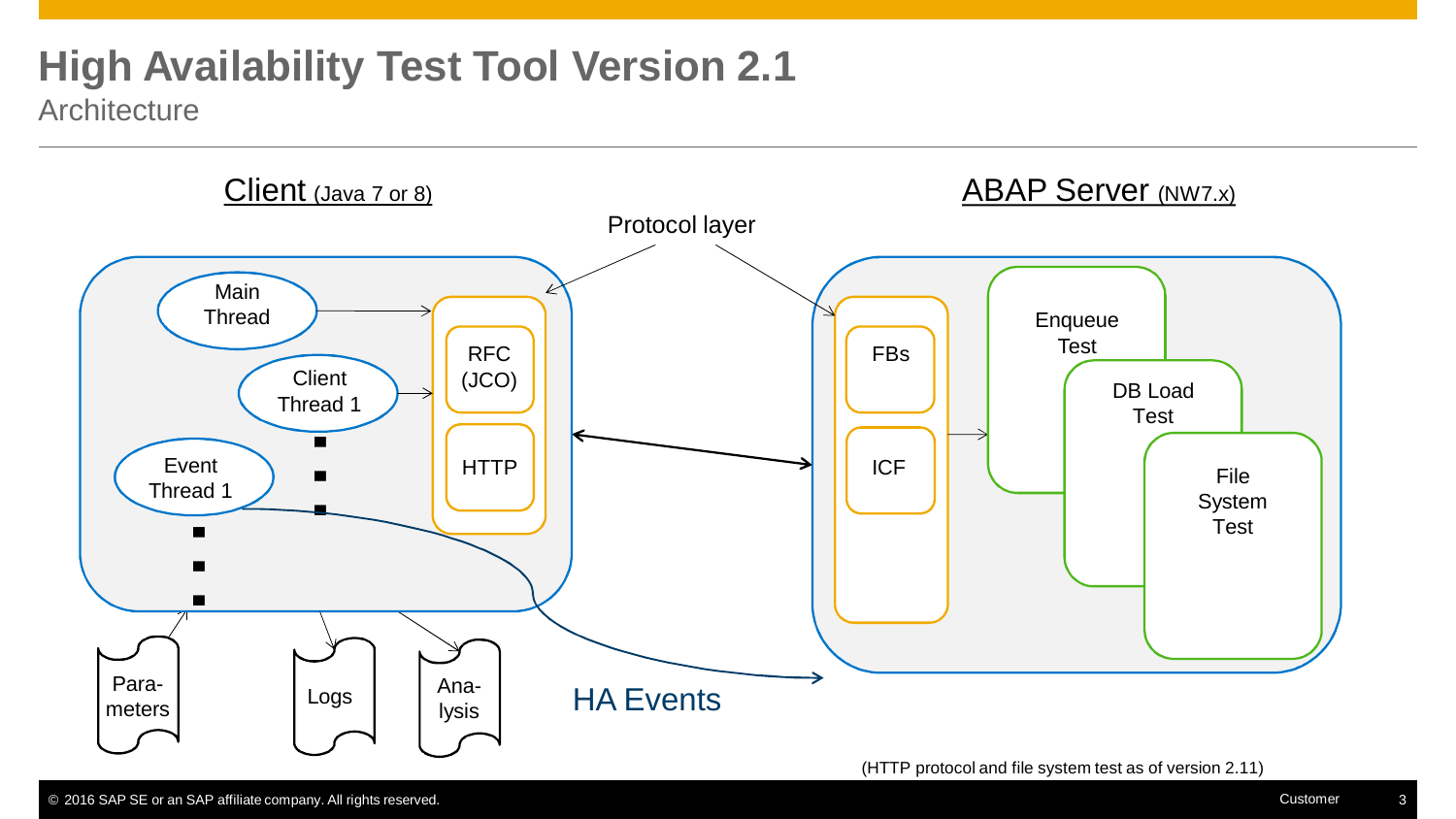# High Availability Test Tool Version 2.1

## Architecture

**Client** (Java 7 or 8)

- Main Thread
- Client Thread 1
- Event Thread 1
- RFC (JCO)
- HTTP
- Para-meters
- Logs
- Ana-lysis

Protocol layer

HA Events

**ABAP Server** (NW7.x)

- FBs
- ICF
- Enqueue Test
- DB Load Test
- File System Test

(HTTP protocol and file system test as of version 2.11)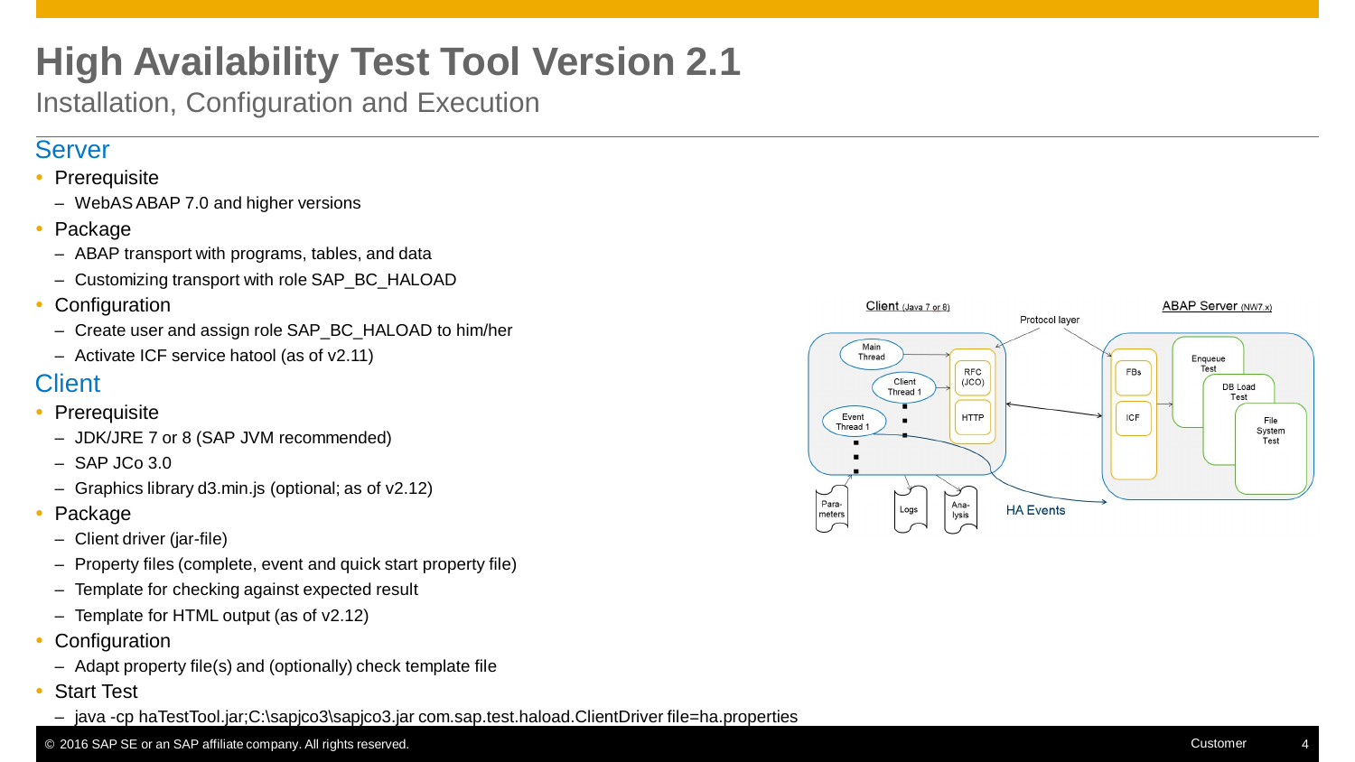# High Availability Test Tool Version 2.1

Installation, Configuration and Execution

## Server

- Prerequisite
  - WebAS ABAP 7.0 and higher versions
- Package
  - ABAP transport with programs, tables, and data
  - Customizing transport with role SAP_BC_HALOAD
- Configuration
  - Create user and assign role SAP_BC_HALOAD to him/her
  - Activate ICF service hatool (as of v2.11)

## Client

- Prerequisite
  - JDK/JRE 7 or 8 (SAP JVM recommended)
  - SAP JCo 3.0
  - Graphics library d3.min.js (optional; as of v2.12)
- Package
  - Client driver (jar-file)
  - Property files (complete, event and quick start property file)
  - Template for checking against expected result
  - Template for HTML output (as of v2.12)
- Configuration
  - Adapt property file(s) and (optionally) check template file
- Start Test
  - java -cp haTestTool.jar;C:\sapjco3\sapjco3.jar com.sap.test.haload.ClientDriver file=ha.properties

Client (Java 7 or 8) | Protocol layer | ABAP Server (NW7.x)

Main Thread, Client Thread 1, Event Thread 1 | RFC (JCO), HTTP | FBs, ICF | Enqueue Test, DB Load Test, File System Test

Parameters, Logs, Analysis | HA Events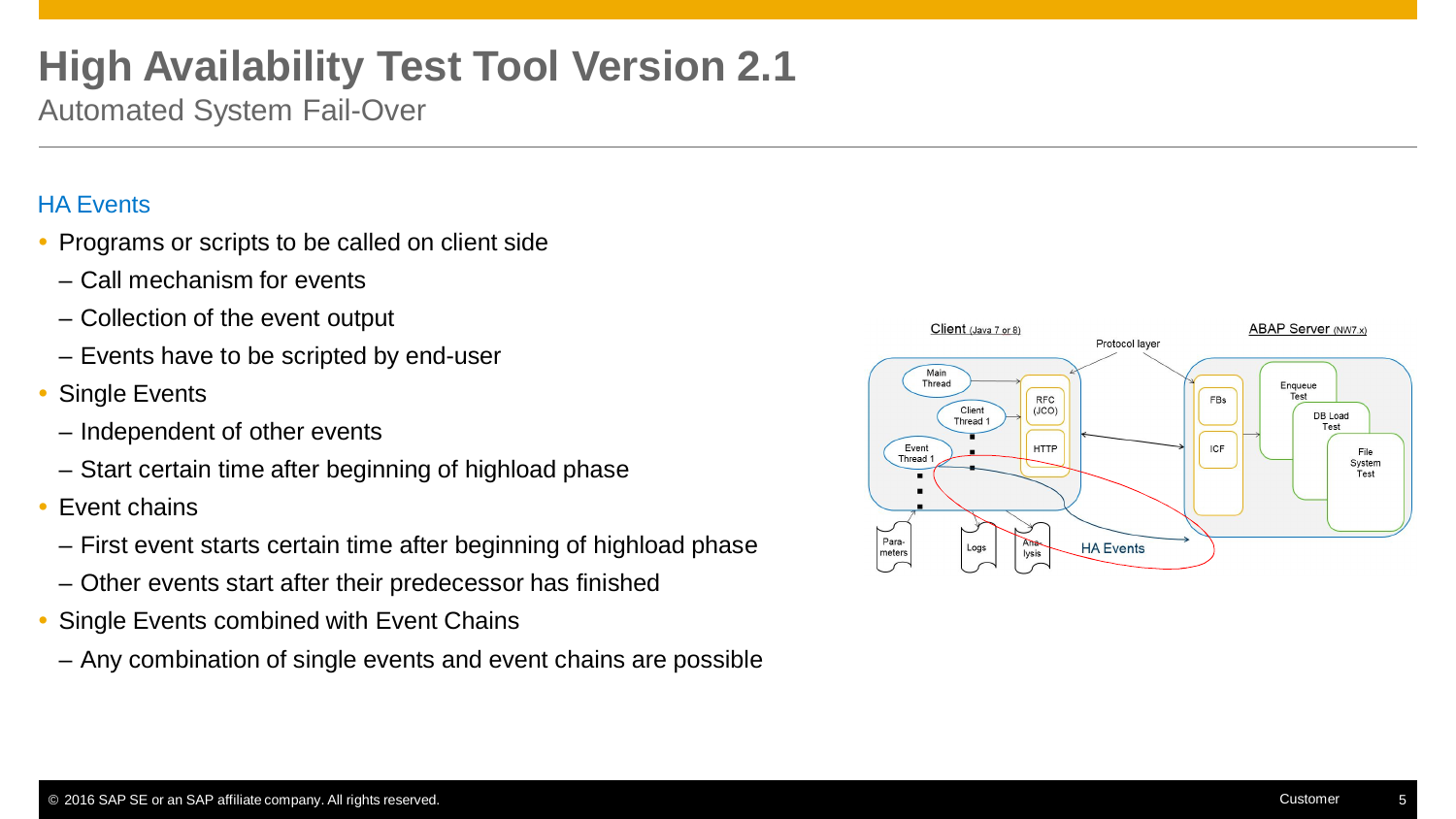# High Availability Test Tool Version 2.1

Automated System Fail-Over

## HA Events

- Programs or scripts to be called on client side
  - Call mechanism for events
  - Collection of the event output
  - Events have to be scripted by end-user
- Single Events
  - Independent of other events
  - Start certain time after beginning of highload phase
- Event chains
  - First event starts certain time after beginning of highload phase
  - Other events start after their predecessor has finished
- Single Events combined with Event Chains
  - Any combination of single events and event chains are possible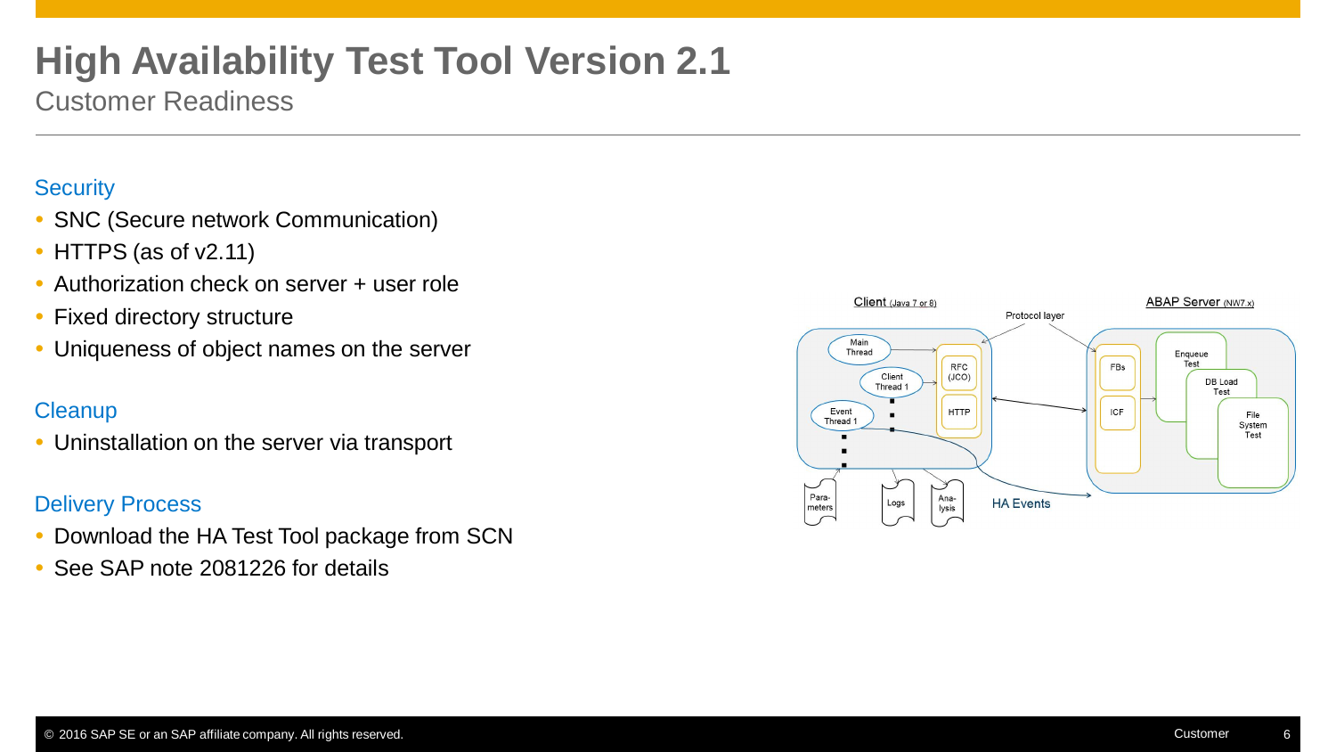# High Availability Test Tool Version 2.1

## Customer Readiness

### Security

- SNC (Secure network Communication)
- HTTPS (as of v2.11)
- Authorization check on server + user role
- Fixed directory structure
- Uniqueness of object names on the server

### Cleanup

- Uninstallation on the server via transport

### Delivery Process

- Download the HA Test Tool package from SCN
- See SAP note 2081226 for details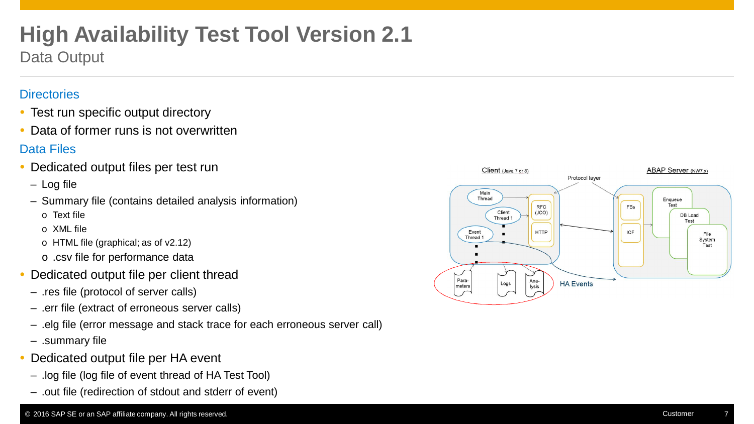# High Availability Test Tool Version 2.1

## Data Output

### Directories

- Test run specific output directory
- Data of former runs is not overwritten

### Data Files

- Dedicated output files per test run
  - Log file
  - Summary file (contains detailed analysis information)
    - Text file
    - XML file
    - HTML file (graphical; as of v2.12)
    - .csv file for performance data
- Dedicated output file per client thread
  - .res file (protocol of server calls)
  - .err file (extract of erroneous server calls)
  - .elg file (error message and stack trace for each erroneous server call)
  - .summary file
- Dedicated output file per HA event
  - .log file (log file of event thread of HA Test Tool)
  - .out file (redirection of stdout and stderr of event)

Client (Java 7 or 8) — Protocol layer — ABAP Server (NW7.x)

Main Thread, Client Thread 1, Event Thread 1, RFC (JCO), HTTP, FBs, ICF, Enqueue Test, DB Load Test, File System Test, Para-meters, Logs, Ana-lysis, HA Events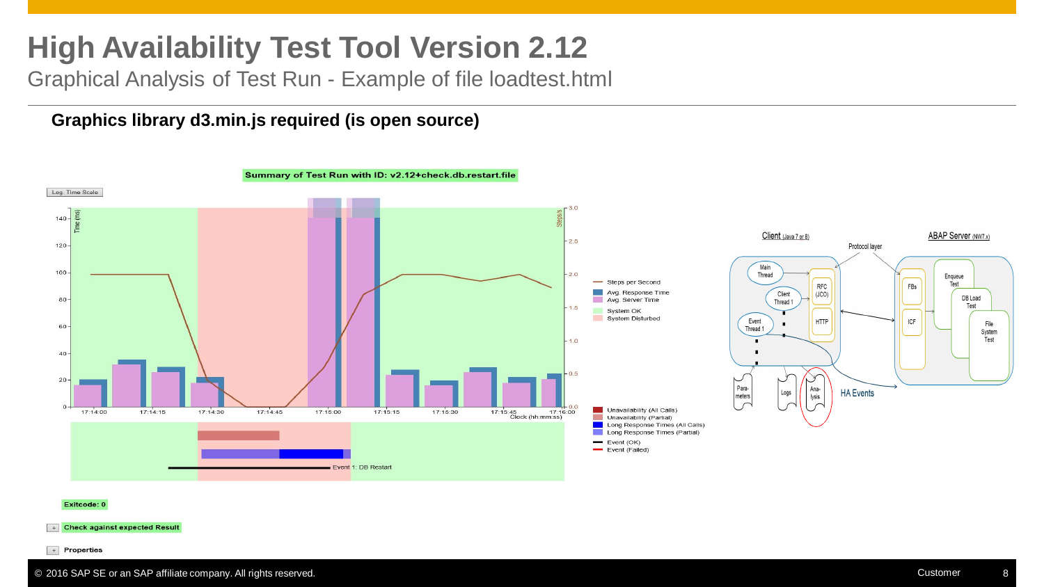# High Availability Test Tool Version 2.12

Graphical Analysis of Test Run - Example of file loadtest.html

**Graphics library d3.min.js required (is open source)**

Summary of Test Run with ID: v2.12+check.db.restart.file

Log. Time Scale

Steps per Second
Avg. Response Time
Avg. Server Time
System OK
System Disturbed

Unavailability (All Calls)
Unavailability (Partial)
Long Response Times (All Calls)
Long Response Times (Partial)
Event (OK)
Event (Failed)

Event 1: DB Restart

Exitcode: 0

Check against expected Result

Properties

Client (Java 7 or 8) — Protocol layer — ABAP Server (NW7.x)

Main Thread, Client Thread 1, Event Thread 1, RFC (JCO), HTTP, FBs, ICF, Enqueue Test, DB Load Test, File System Test, Parameters, Logs, Analysis, HA Events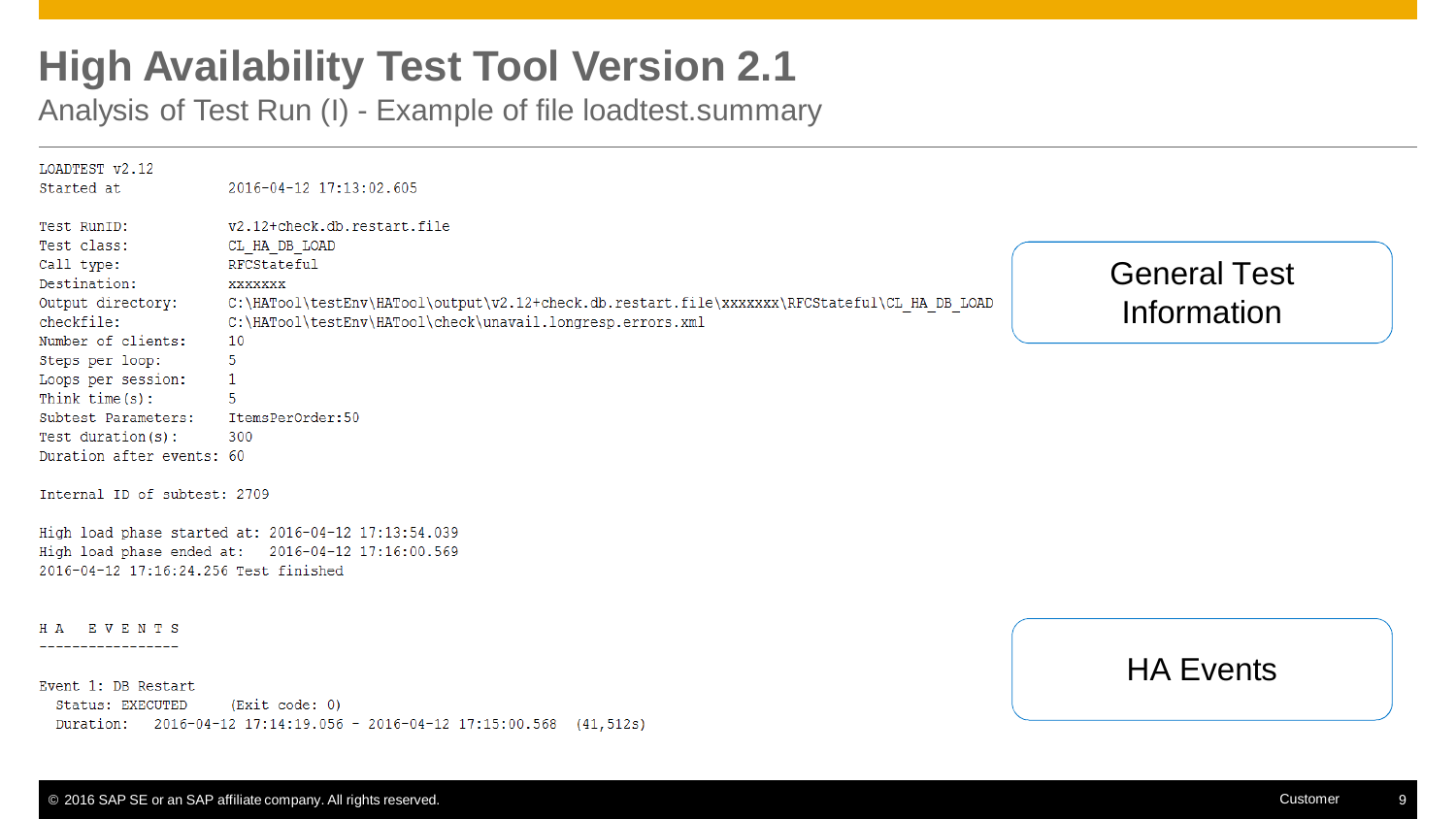# High Availability Test Tool Version 2.1

## Analysis of Test Run (I) - Example of file loadtest.summary

```
LOADTEST v2.12
Started at            2016-04-12 17:13:02.605

Test RunID:           v2.12+check.db.restart.file
Test class:           CL_HA_DB_LOAD
Call type:            RFCStateful
Destination:          xxxxxxx
Output directory:     C:\HATool\testEnv\HATool\output\v2.12+check.db.restart.file\xxxxxxx\RFCStateful\CL_HA_DB_LOAD
checkfile:            C:\HATool\testEnv\HATool\check\unavail.longresp.errors.xml
Number of clients:    10
Steps per loop:       5
Loops per session:    1
Think time(s):        5
Subtest Parameters:   ItemsPerOrder:50
Test duration(s):     300
Duration after events: 60

Internal ID of subtest: 2709

High load phase started at: 2016-04-12 17:13:54.039
High load phase ended at:   2016-04-12 17:16:00.569
2016-04-12 17:16:24.256 Test finished


H A   E V E N T S
-----------------

Event 1: DB Restart
  Status: EXECUTED     (Exit code: 0)
  Duration:   2016-04-12 17:14:19.056 - 2016-04-12 17:15:00.568  (41,512s)
```

General Test Information

HA Events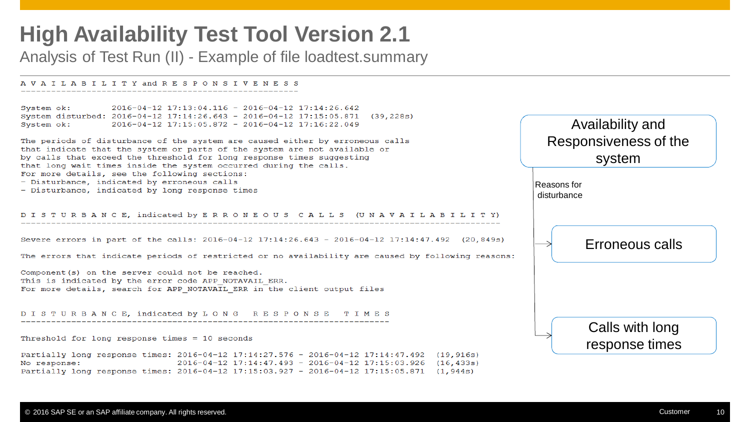# High Availability Test Tool Version 2.1

## Analysis of Test Run (II) - Example of file loadtest.summary

```
A V A I L A B I L I T Y and R E S P O N S I V E N E S S
-------------------------------------------------------

System ok:        2016-04-12 17:13:04.116 - 2016-04-12 17:14:26.642
System disturbed: 2016-04-12 17:14:26.643 - 2016-04-12 17:15:05.871  (39,228s)
System ok:        2016-04-12 17:15:05.872 - 2016-04-12 17:16:22.049

The periods of disturbance of the system are caused either by erroneous calls
that indicate that the system or parts of the system are not available or
by calls that exceed the threshold for long response times suggesting
that long wait times inside the system occurred during the calls.
For more details, see the following sections:
- Disturbance, indicated by erroneous calls
- Disturbance, indicated by long response times


D I S T U R B A N C E, indicated by E R R O N E O U S  C A L L S  (U N A V A I L A B I L I T Y)
-------------------------------------------------------------------------------------------------

Severe errors in part of the calls: 2016-04-12 17:14:26.643 - 2016-04-12 17:14:47.492  (20,849s)

The errors that indicate periods of restricted or no availability are caused by following reasons:

Component(s) on the server could not be reached.
This is indicated by the error code APP_NOTAVAIL_ERR.
For more details, search for APP_NOTAVAIL_ERR in the client output files


D I S T U R B A N C E, indicated by L O N G  R E S P O N S E  T I M E S
-------------------------------------------------------------------------

Threshold for long response times = 10 seconds

Partially long response times: 2016-04-12 17:14:27.576 - 2016-04-12 17:14:47.492  (19,916s)
No response:                   2016-04-12 17:14:47.493 - 2016-04-12 17:15:03.926  (16,433s)
Partially long response times: 2016-04-12 17:15:03.927 - 2016-04-12 17:15:05.871  (1,944s)
```

- **Availability and Responsiveness of the system**
  - Reasons for disturbance
    - Erroneous calls
    - Calls with long response times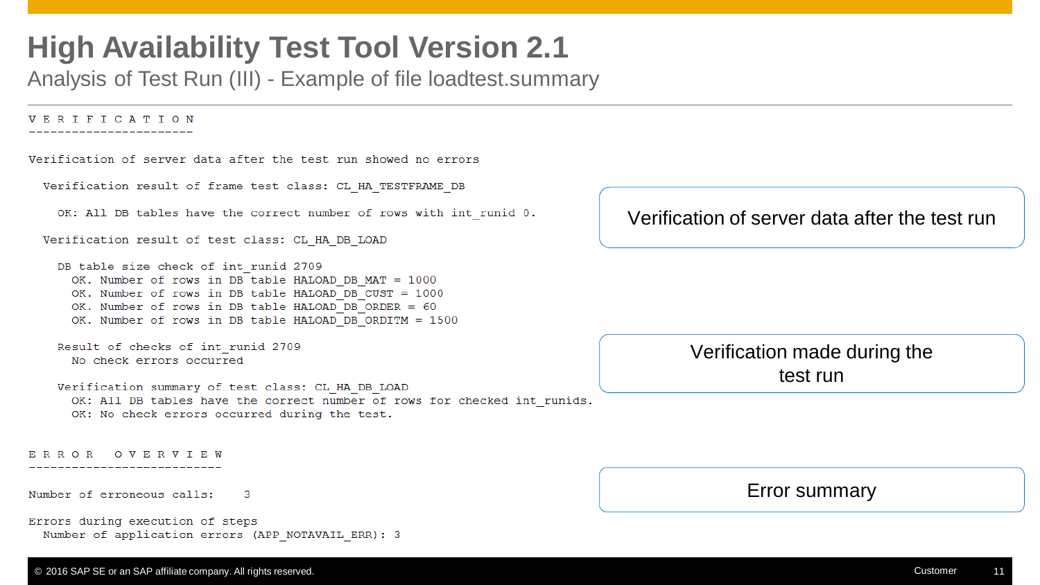# High Availability Test Tool Version 2.1

## Analysis of Test Run (III) - Example of file loadtest.summary

```
V E R I F I C A T I O N
-----------------------

Verification of server data after the test run showed no errors

  Verification result of frame test class: CL_HA_TESTFRAME_DB

    OK: All DB tables have the correct number of rows with int_runid 0.

  Verification result of test class: CL_HA_DB_LOAD

    DB table size check of int_runid 2709
      OK. Number of rows in DB table HALOAD_DB_MAT = 1000
      OK. Number of rows in DB table HALOAD_DB_CUST = 1000
      OK. Number of rows in DB table HALOAD_DB_ORDER = 60
      OK. Number of rows in DB table HALOAD_DB_ORDITM = 1500

    Result of checks of int_runid 2709
      No check errors occurred

    Verification summary of test class: CL_HA_DB_LOAD
      OK: All DB tables have the correct number of rows for checked int_runids.
      OK: No check errors occurred during the test.


E R R O R   O V E R V I E W
---------------------------

Number of erroneous calls:    3

Errors during execution of steps
  Number of application errors (APP_NOTAVAIL_ERR): 3
```

Verification of server data after the test run

Verification made during the test run

Error summary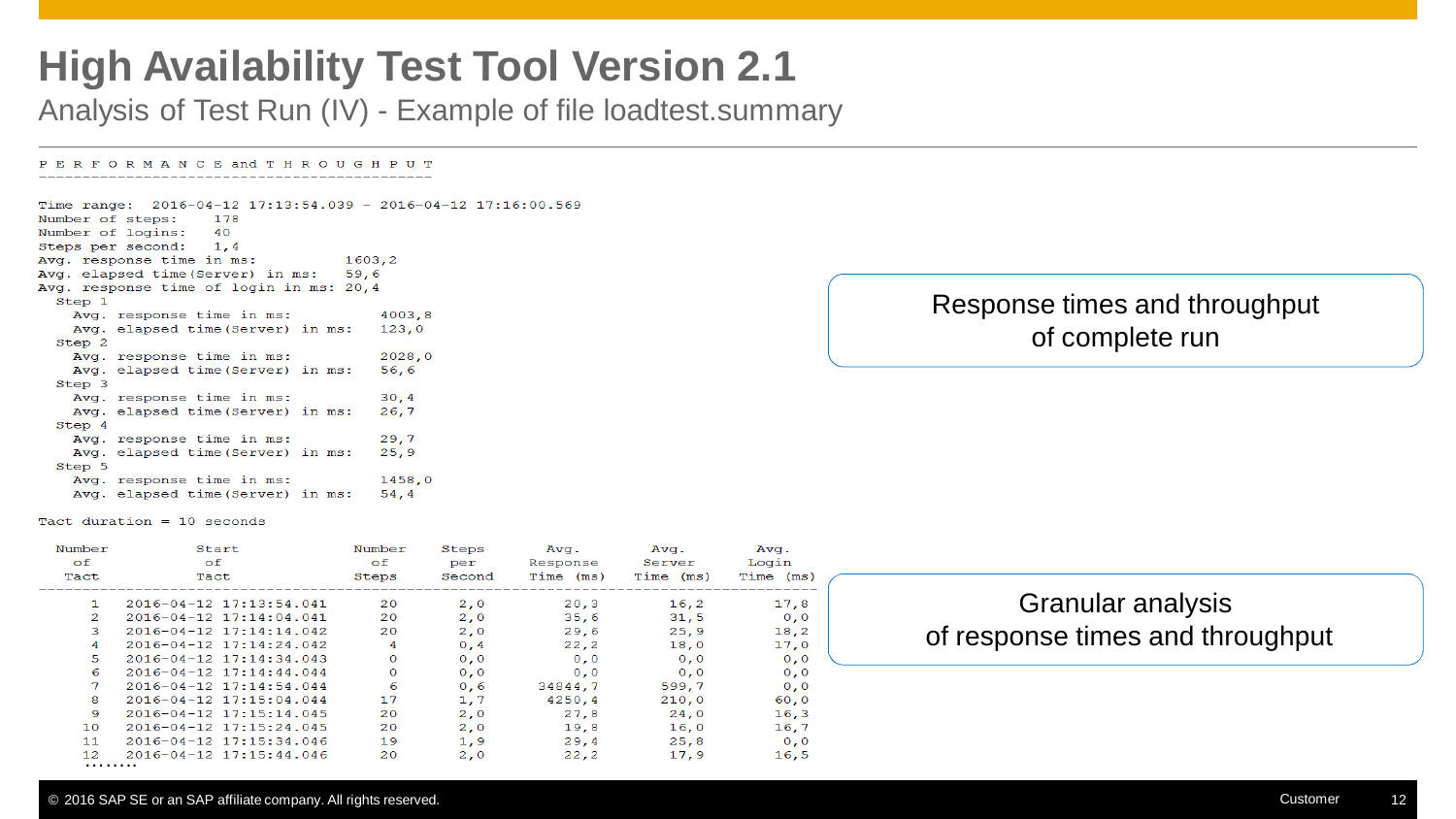# High Availability Test Tool Version 2.1

## Analysis of Test Run (IV) - Example of file loadtest.summary

```
P E R F O R M A N C E and T H R O U G H P U T
---------------------------------------------

Time range:  2016-04-12 17:13:54.039 - 2016-04-12 17:16:00.569
Number of steps:     178
Number of logins:    40
Steps per second:    1,4
Avg. response time in ms:          1603,2
Avg. elapsed time(Server) in ms:   59,6
Avg. response time of login in ms: 20,4
  Step 1
    Avg. response time in ms:          4003,8
    Avg. elapsed time(Server) in ms:   123,0
  Step 2
    Avg. response time in ms:          2028,0
    Avg. elapsed time(Server) in ms:   56,6
  Step 3
    Avg. response time in ms:          30,4
    Avg. elapsed time(Server) in ms:   26,7
  Step 4
    Avg. response time in ms:          29,7
    Avg. elapsed time(Server) in ms:   25,9
  Step 5
    Avg. response time in ms:          1458,0
    Avg. elapsed time(Server) in ms:   54,4

Tact duration = 10 seconds
```

Response times and throughput of complete run

| Number of Tact | Start of Tact | Number of Steps | Steps per Second | Avg. Response Time (ms) | Avg. Server Time (ms) | Avg. Login Time (ms) |
|---|---|---|---|---|---|---|
| 1 | 2016-04-12 17:13:54.041 | 20 | 2,0 | 20,3 | 16,2 | 17,8 |
| 2 | 2016-04-12 17:14:04.041 | 20 | 2,0 | 35,6 | 31,5 | 0,0 |
| 3 | 2016-04-12 17:14:14.042 | 20 | 2,0 | 29,6 | 25,9 | 18,2 |
| 4 | 2016-04-12 17:14:24.042 | 4 | 0,4 | 22,2 | 18,0 | 17,0 |
| 5 | 2016-04-12 17:14:34.043 | 0 | 0,0 | 0,0 | 0,0 | 0,0 |
| 6 | 2016-04-12 17:14:44.044 | 0 | 0,0 | 0,0 | 0,0 | 0,0 |
| 7 | 2016-04-12 17:14:54.044 | 6 | 0,6 | 34844,7 | 599,7 | 0,0 |
| 8 | 2016-04-12 17:15:04.044 | 17 | 1,7 | 4250,4 | 210,0 | 60,0 |
| 9 | 2016-04-12 17:15:14.045 | 20 | 2,0 | 27,8 | 24,0 | 16,3 |
| 10 | 2016-04-12 17:15:24.045 | 20 | 2,0 | 19,8 | 16,0 | 16,7 |
| 11 | 2016-04-12 17:15:34.046 | 19 | 1,9 | 29,4 | 25,8 | 0,0 |
| 12 | 2016-04-12 17:15:44.046 | 20 | 2,0 | 22,2 | 17,9 | 16,5 |

........

Granular analysis of response times and throughput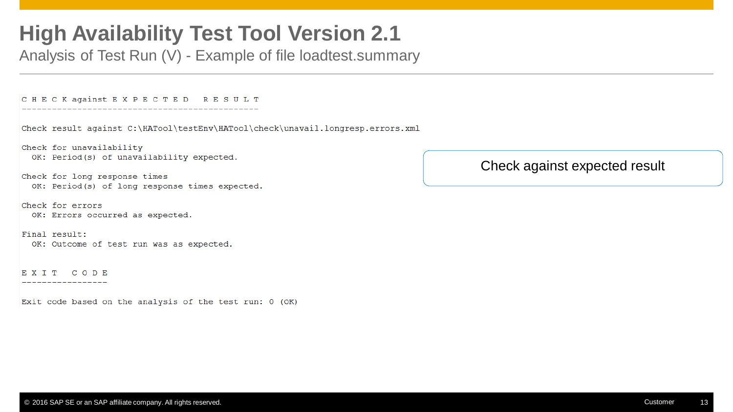# High Availability Test Tool Version 2.1

## Analysis of Test Run (V) - Example of file loadtest.summary

```
C H E C K against E X P E C T E D   R E S U L T
-----------------------------------------------

Check result against C:\HATool\testEnv\HATool\check\unavail.longresp.errors.xml

Check for unavailability
  OK: Period(s) of unavailability expected.

Check for long response times
  OK: Period(s) of long response times expected.

Check for errors
  OK: Errors occurred as expected.

Final result:
  OK: Outcome of test run was as expected.


E X I T   C O D E
-----------------

Exit code based on the analysis of the test run: 0 (OK)
```

Check against expected result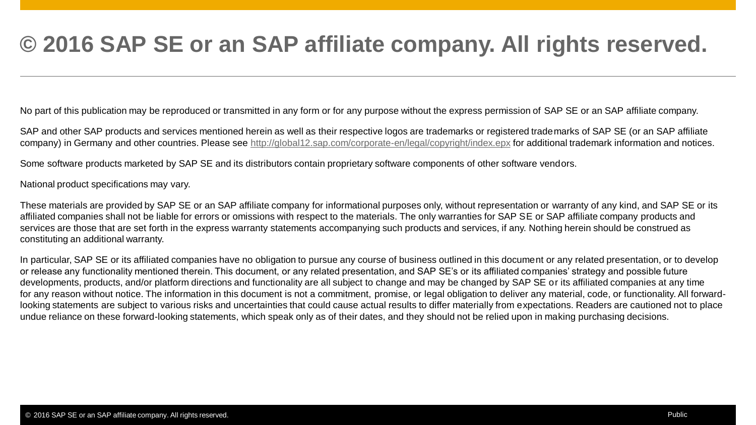# © 2016 SAP SE or an SAP affiliate company. All rights reserved.

No part of this publication may be reproduced or transmitted in any form or for any purpose without the express permission of SAP SE or an SAP affiliate company.

SAP and other SAP products and services mentioned herein as well as their respective logos are trademarks or registered trademarks of SAP SE (or an SAP affiliate company) in Germany and other countries. Please see http://global12.sap.com/corporate-en/legal/copyright/index.epx for additional trademark information and notices.

Some software products marketed by SAP SE and its distributors contain proprietary software components of other software vendors.

National product specifications may vary.

These materials are provided by SAP SE or an SAP affiliate company for informational purposes only, without representation or warranty of any kind, and SAP SE or its affiliated companies shall not be liable for errors or omissions with respect to the materials. The only warranties for SAP SE or SAP affiliate company products and services are those that are set forth in the express warranty statements accompanying such products and services, if any. Nothing herein should be construed as constituting an additional warranty.

In particular, SAP SE or its affiliated companies have no obligation to pursue any course of business outlined in this document or any related presentation, or to develop or release any functionality mentioned therein. This document, or any related presentation, and SAP SE's or its affiliated companies' strategy and possible future developments, products, and/or platform directions and functionality are all subject to change and may be changed by SAP SE or its affiliated companies at any time for any reason without notice. The information in this document is not a commitment, promise, or legal obligation to deliver any material, code, or functionality. All forward-looking statements are subject to various risks and uncertainties that could cause actual results to differ materially from expectations. Readers are cautioned not to place undue reliance on these forward-looking statements, which speak only as of their dates, and they should not be relied upon in making purchasing decisions.